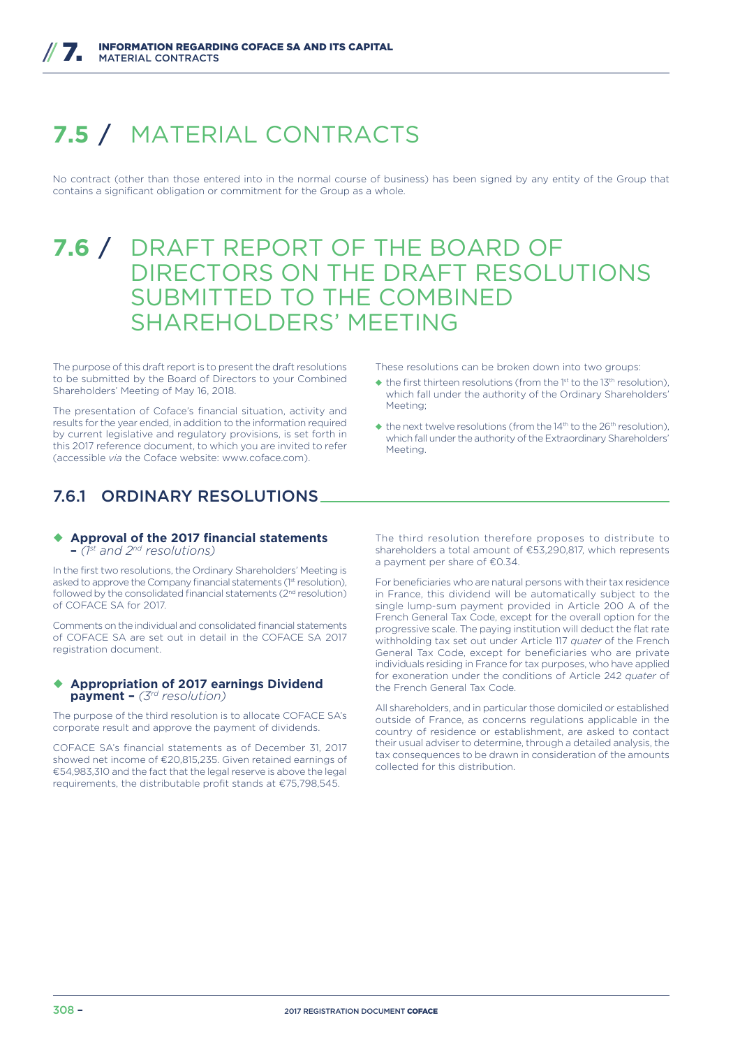# 7.5 / MATERIAL CONTRACTS

No contract (other than those entered into in the normal course of business) has been signed by any entity of the Group that contains a significant obligation or commitment for the Group as a whole.

# 7.6 / DRAFT REPORT OF THE BOARD OF DIRECTORS ON THE DRAFT RESOLUTIONS SUBMITTED TO THE COMBINED SHAREHOLDERS' MEETING

The purpose of this draft report is to present the draft resolutions to be submitted by the Board of Directors to your Combined Shareholders' Meeting of May 16, 2018.

The presentation of Coface's financial situation, activity and results for the year ended, in addition to the information required by current legislative and regulatory provisions, is set forth in this 2017 reference document, to which you are invited to refer (accessible *via* the Coface website: www.coface.com).

These resolutions can be broken down into two groups:

- the first thirteen resolutions (from the 1st to the 13th resolution), which fall under the authority of the Ordinary Shareholders' Meeting;
- the next twelve resolutions (from the 14th to the 26th resolution), which fall under the authority of the Extraordinary Shareholders' Meeting.

## 7.6.1 ORDINARY RESOLUTIONS

### Approval of the 2017 financial statements – *(1st and 2nd resolutions)*

In the first two resolutions, the Ordinary Shareholders' Meeting is asked to approve the Company financial statements (1st resolution), followed by the consolidated financial statements (2nd resolution) of COFACE SA for 2017.

Comments on the individual and consolidated financial statements of COFACE SA are set out in detail in the COFACE SA 2017 registration document.

### Appropriation of 2017 earnings Dividend payment – *(3rd resolution)*

The purpose of the third resolution is to allocate COFACE SA's corporate result and approve the payment of dividends.

COFACE SA's financial statements as of December 31, 2017 showed net income of €20,815,235. Given retained earnings of €54,983,310 and the fact that the legal reserve is above the legal requirements, the distributable profit stands at €75,798,545.

The third resolution therefore proposes to distribute to shareholders a total amount of €53,290,817, which represents a payment per share of €0.34.

For beneficiaries who are natural persons with their tax residence in France, this dividend will be automatically subject to the single lump-sum payment provided in Article 200 A of the French General Tax Code, except for the overall option for the progressive scale. The paying institution will deduct the flat rate withholding tax set out under Article 117 *quater* of the French General Tax Code, except for beneficiaries who are private individuals residing in France for tax purposes, who have applied for exoneration under the conditions of Article 242 *quater* of the French General Tax Code.

All shareholders, and in particular those domiciled or established outside of France, as concerns regulations applicable in the country of residence or establishment, are asked to contact their usual adviser to determine, through a detailed analysis, the tax consequences to be drawn in consideration of the amounts collected for this distribution.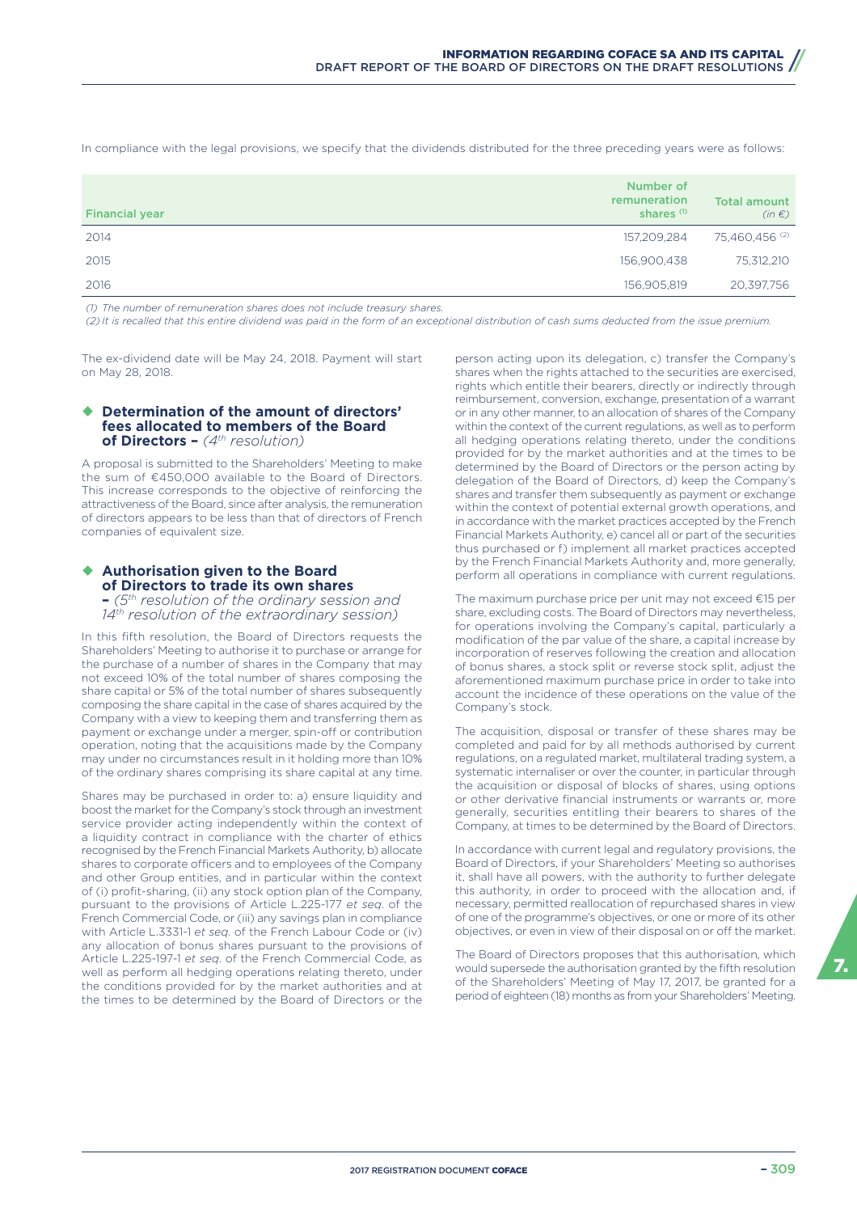In compliance with the legal provisions, we specify that the dividends distributed for the three preceding years were as follows:

| Financial year | Number of remuneration shares [(1)] | Total amount *(in €)* |
|---|---|---|
| 2014 | 157,209,284 | 75,460,456 [(2)] |
| 2015 | 156,900,438 | 75,312,210 |
| 2016 | 156,905,819 | 20,397,756 |

*(1) The number of remuneration shares does not include treasury shares.*
*(2) It is recalled that this entire dividend was paid in the form of an exceptional distribution of cash sums deducted from the issue premium.*

The ex-dividend date will be May 24, 2018. Payment will start on May 28, 2018.

### ◆ Determination of the amount of directors' fees allocated to members of the Board of Directors – *(4th resolution)*

A proposal is submitted to the Shareholders' Meeting to make the sum of €450,000 available to the Board of Directors. This increase corresponds to the objective of reinforcing the attractiveness of the Board, since after analysis, the remuneration of directors appears to be less than that of directors of French companies of equivalent size.

### ◆ Authorisation given to the Board of Directors to trade its own shares – *(5th resolution of the ordinary session and 14th resolution of the extraordinary session)*

In this fifth resolution, the Board of Directors requests the Shareholders' Meeting to authorise it to purchase or arrange for the purchase of a number of shares in the Company that may not exceed 10% of the total number of shares composing the share capital or 5% of the total number of shares subsequently composing the share capital in the case of shares acquired by the Company with a view to keeping them and transferring them as payment or exchange under a merger, spin-off or contribution operation, noting that the acquisitions made by the Company may under no circumstances result in it holding more than 10% of the ordinary shares comprising its share capital at any time.

Shares may be purchased in order to: a) ensure liquidity and boost the market for the Company's stock through an investment service provider acting independently within the context of a liquidity contract in compliance with the charter of ethics recognised by the French Financial Markets Authority, b) allocate shares to corporate officers and to employees of the Company and other Group entities, and in particular within the context of (i) profit-sharing, (ii) any stock option plan of the Company, pursuant to the provisions of Article L.225-177 *et seq.* of the French Commercial Code, or (iii) any savings plan in compliance with Article L.3331-1 *et seq.* of the French Labour Code or (iv) any allocation of bonus shares pursuant to the provisions of Article L.225-197-1 *et seq.* of the French Commercial Code, as well as perform all hedging operations relating thereto, under the conditions provided for by the market authorities and at the times to be determined by the Board of Directors or the person acting upon its delegation, c) transfer the Company's shares when the rights attached to the securities are exercised, rights which entitle their bearers, directly or indirectly through reimbursement, conversion, exchange, presentation of a warrant or in any other manner, to an allocation of shares of the Company within the context of the current regulations, as well as to perform all hedging operations relating thereto, under the conditions provided for by the market authorities and at the times to be determined by the Board of Directors or the person acting by delegation of the Board of Directors, d) keep the Company's shares and transfer them subsequently as payment or exchange within the context of potential external growth operations, and in accordance with the market practices accepted by the French Financial Markets Authority, e) cancel all or part of the securities thus purchased or f) implement all market practices accepted by the French Financial Markets Authority and, more generally, perform all operations in compliance with current regulations.

The maximum purchase price per unit may not exceed €15 per share, excluding costs. The Board of Directors may nevertheless, for operations involving the Company's capital, particularly a modification of the par value of the share, a capital increase by incorporation of reserves following the creation and allocation of bonus shares, a stock split or reverse stock split, adjust the aforementioned maximum purchase price in order to take into account the incidence of these operations on the value of the Company's stock.

The acquisition, disposal or transfer of these shares may be completed and paid for by all methods authorised by current regulations, on a regulated market, multilateral trading system, a systematic internaliser or over the counter, in particular through the acquisition or disposal of blocks of shares, using options or other derivative financial instruments or warrants or, more generally, securities entitling their bearers to shares of the Company, at times to be determined by the Board of Directors.

In accordance with current legal and regulatory provisions, the Board of Directors, if your Shareholders' Meeting so authorises it, shall have all powers, with the authority to further delegate this authority, in order to proceed with the allocation and, if necessary, permitted reallocation of repurchased shares in view of one of the programme's objectives, or one or more of its other objectives, or even in view of their disposal on or off the market.

The Board of Directors proposes that this authorisation, which would supersede the authorisation granted by the fifth resolution of the Shareholders' Meeting of May 17, 2017, be granted for a period of eighteen (18) months as from your Shareholders' Meeting.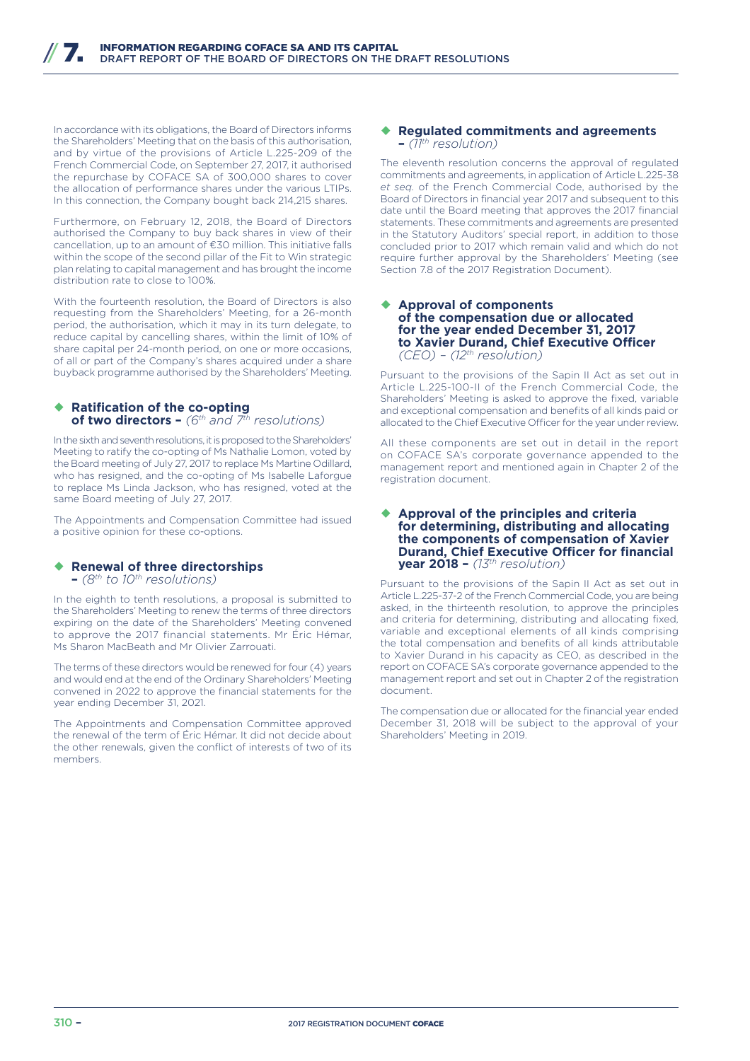In accordance with its obligations, the Board of Directors informs the Shareholders' Meeting that on the basis of this authorisation, and by virtue of the provisions of Article L.225-209 of the French Commercial Code, on September 27, 2017, it authorised the repurchase by COFACE SA of 300,000 shares to cover the allocation of performance shares under the various LTIPs. In this connection, the Company bought back 214,215 shares.

Furthermore, on February 12, 2018, the Board of Directors authorised the Company to buy back shares in view of their cancellation, up to an amount of €30 million. This initiative falls within the scope of the second pillar of the Fit to Win strategic plan relating to capital management and has brought the income distribution rate to close to 100%.

With the fourteenth resolution, the Board of Directors is also requesting from the Shareholders' Meeting, for a 26-month period, the authorisation, which it may in its turn delegate, to reduce capital by cancelling shares, within the limit of 10% of share capital per 24-month period, on one or more occasions, of all or part of the Company's shares acquired under a share buyback programme authorised by the Shareholders' Meeting.

### ◆ Ratification of the co-opting of two directors – *(6th and 7th resolutions)*

In the sixth and seventh resolutions, it is proposed to the Shareholders' Meeting to ratify the co-opting of Ms Nathalie Lomon, voted by the Board meeting of July 27, 2017 to replace Ms Martine Odillard, who has resigned, and the co-opting of Ms Isabelle Laforgue to replace Ms Linda Jackson, who has resigned, voted at the same Board meeting of July 27, 2017.

The Appointments and Compensation Committee had issued a positive opinion for these co-options.

### ◆ Renewal of three directorships – *(8th to 10th resolutions)*

In the eighth to tenth resolutions, a proposal is submitted to the Shareholders' Meeting to renew the terms of three directors expiring on the date of the Shareholders' Meeting convened to approve the 2017 financial statements. Mr Éric Hémar, Ms Sharon MacBeath and Mr Olivier Zarrouati.

The terms of these directors would be renewed for four (4) years and would end at the end of the Ordinary Shareholders' Meeting convened in 2022 to approve the financial statements for the year ending December 31, 2021.

The Appointments and Compensation Committee approved the renewal of the term of Éric Hémar. It did not decide about the other renewals, given the conflict of interests of two of its members.

### ◆ Regulated commitments and agreements – *(11th resolution)*

The eleventh resolution concerns the approval of regulated commitments and agreements, in application of Article L.225-38 *et seq.* of the French Commercial Code, authorised by the Board of Directors in financial year 2017 and subsequent to this date until the Board meeting that approves the 2017 financial statements. These commitments and agreements are presented in the Statutory Auditors' special report, in addition to those concluded prior to 2017 which remain valid and which do not require further approval by the Shareholders' Meeting (see Section 7.8 of the 2017 Registration Document).

### ◆ Approval of components of the compensation due or allocated for the year ended December 31, 2017 to Xavier Durand, Chief Executive Officer *(CEO) – (12th resolution)*

Pursuant to the provisions of the Sapin II Act as set out in Article L.225-100-II of the French Commercial Code, the Shareholders' Meeting is asked to approve the fixed, variable and exceptional compensation and benefits of all kinds paid or allocated to the Chief Executive Officer for the year under review.

All these components are set out in detail in the report on COFACE SA's corporate governance appended to the management report and mentioned again in Chapter 2 of the registration document.

### ◆ Approval of the principles and criteria for determining, distributing and allocating the components of compensation of Xavier Durand, Chief Executive Officer for financial year 2018 – *(13th resolution)*

Pursuant to the provisions of the Sapin II Act as set out in Article L.225-37-2 of the French Commercial Code, you are being asked, in the thirteenth resolution, to approve the principles and criteria for determining, distributing and allocating fixed, variable and exceptional elements of all kinds comprising the total compensation and benefits of all kinds attributable to Xavier Durand in his capacity as CEO, as described in the report on COFACE SA's corporate governance appended to the management report and set out in Chapter 2 of the registration document.

The compensation due or allocated for the financial year ended December 31, 2018 will be subject to the approval of your Shareholders' Meeting in 2019.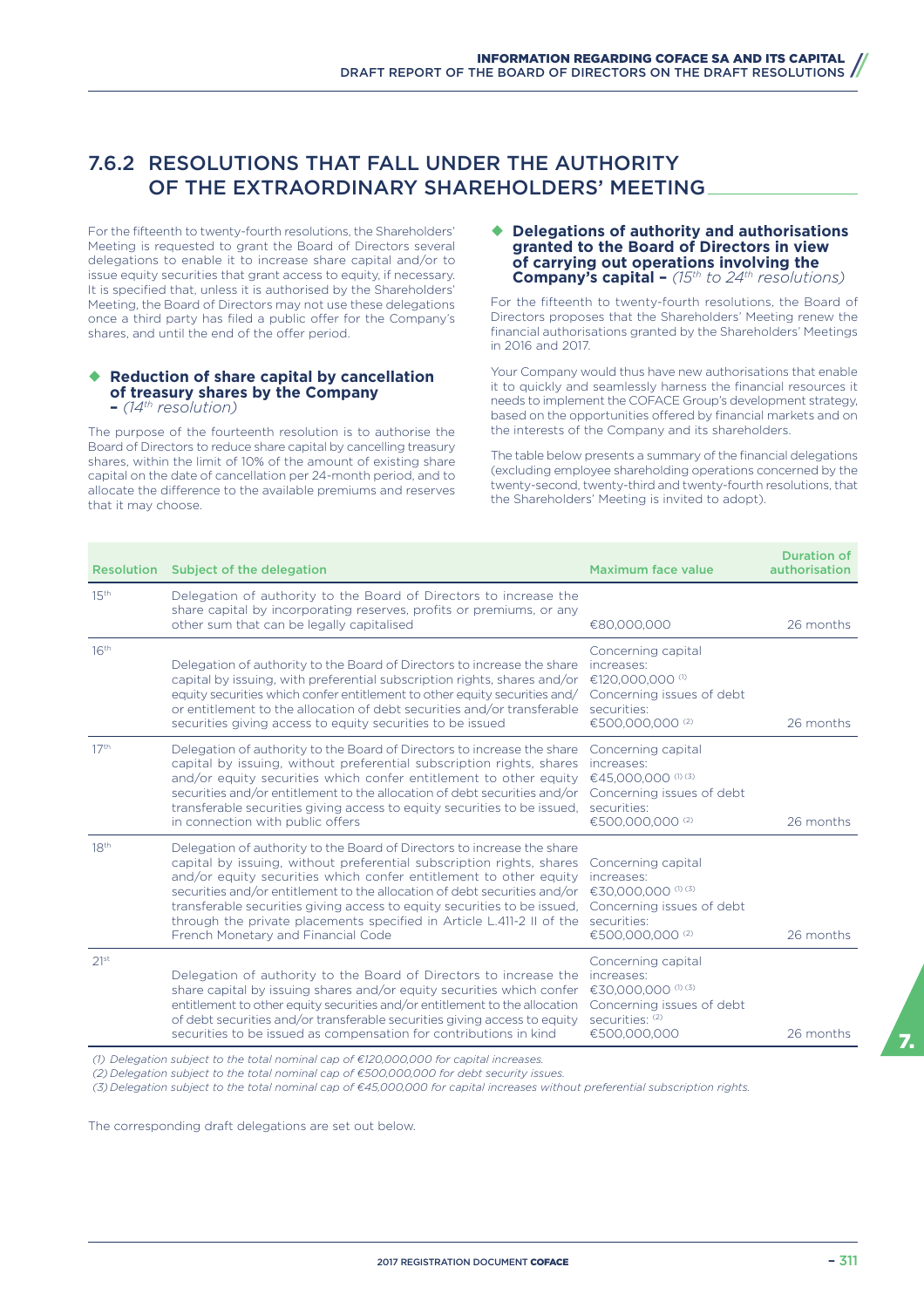## 7.6.2 RESOLUTIONS THAT FALL UNDER THE AUTHORITY OF THE EXTRAORDINARY SHAREHOLDERS' MEETING

For the fifteenth to twenty-fourth resolutions, the Shareholders' Meeting is requested to grant the Board of Directors several delegations to enable it to increase share capital and/or to issue equity securities that grant access to equity, if necessary. It is specified that, unless it is authorised by the Shareholders' Meeting, the Board of Directors may not use these delegations once a third party has filed a public offer for the Company's shares, and until the end of the offer period.

### ◆ Reduction of share capital by cancellation of treasury shares by the Company – *(14th resolution)*

The purpose of the fourteenth resolution is to authorise the Board of Directors to reduce share capital by cancelling treasury shares, within the limit of 10% of the amount of existing share capital on the date of cancellation per 24-month period, and to allocate the difference to the available premiums and reserves that it may choose.

### ◆ Delegations of authority and authorisations granted to the Board of Directors in view of carrying out operations involving the Company's capital – *(15th to 24th resolutions)*

For the fifteenth to twenty-fourth resolutions, the Board of Directors proposes that the Shareholders' Meeting renew the financial authorisations granted by the Shareholders' Meetings in 2016 and 2017.

Your Company would thus have new authorisations that enable it to quickly and seamlessly harness the financial resources it needs to implement the COFACE Group's development strategy, based on the opportunities offered by financial markets and on the interests of the Company and its shareholders.

The table below presents a summary of the financial delegations (excluding employee shareholding operations concerned by the twenty-second, twenty-third and twenty-fourth resolutions, that the Shareholders' Meeting is invited to adopt).

| Resolution | Subject of the delegation | Maximum face value | Duration of authorisation |
|---|---|---|---|
| 15th | Delegation of authority to the Board of Directors to increase the share capital by incorporating reserves, profits or premiums, or any other sum that can be legally capitalised | €80,000,000 | 26 months |
| 16th | Delegation of authority to the Board of Directors to increase the share capital by issuing, with preferential subscription rights, shares and/or equity securities which confer entitlement to other equity securities and/or entitlement to the allocation of debt securities and/or transferable securities giving access to equity securities to be issued | Concerning capital increases: €120,000,000 (1) Concerning issues of debt securities: €500,000,000 (2) | 26 months |
| 17th | Delegation of authority to the Board of Directors to increase the share capital by issuing, without preferential subscription rights, shares and/or equity securities which confer entitlement to other equity securities and/or entitlement to the allocation of debt securities and/or transferable securities giving access to equity securities to be issued, in connection with public offers | Concerning capital increases: €45,000,000 (1) (3) Concerning issues of debt securities: €500,000,000 (2) | 26 months |
| 18th | Delegation of authority to the Board of Directors to increase the share capital by issuing, without preferential subscription rights, shares and/or equity securities which confer entitlement to other equity securities and/or entitlement to the allocation of debt securities and/or transferable securities giving access to equity securities to be issued, through the private placements specified in Article L.411-2 II of the French Monetary and Financial Code | Concerning capital increases: €30,000,000 (1) (3) Concerning issues of debt securities: €500,000,000 (2) | 26 months |
| 21st | Delegation of authority to the Board of Directors to increase the share capital by issuing shares and/or equity securities which confer entitlement to other equity securities and/or entitlement to the allocation of debt securities and/or transferable securities giving access to equity securities to be issued as compensation for contributions in kind | Concerning capital increases: €30,000,000 (1) (3) Concerning issues of debt securities: (2) €500,000,000 | 26 months |

*(1) Delegation subject to the total nominal cap of €120,000,000 for capital increases.*
*(2) Delegation subject to the total nominal cap of €500,000,000 for debt security issues.*
*(3) Delegation subject to the total nominal cap of €45,000,000 for capital increases without preferential subscription rights.*

The corresponding draft delegations are set out below.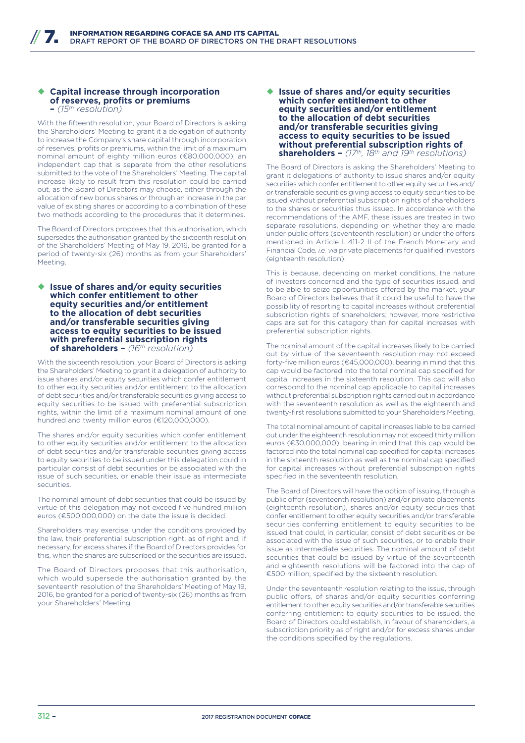### ◆ Capital increase through incorporation of reserves, profits or premiums – *(15th resolution)*

With the fifteenth resolution, your Board of Directors is asking the Shareholders' Meeting to grant it a delegation of authority to increase the Company's share capital through incorporation of reserves, profits or premiums, within the limit of a maximum nominal amount of eighty million euros (€80,000,000), an independent cap that is separate from the other resolutions submitted to the vote of the Shareholders' Meeting. The capital increase likely to result from this resolution could be carried out, as the Board of Directors may choose, either through the allocation of new bonus shares or through an increase in the par value of existing shares or according to a combination of these two methods according to the procedures that it determines.

The Board of Directors proposes that this authorisation, which supersedes the authorisation granted by the sixteenth resolution of the Shareholders' Meeting of May 19, 2016, be granted for a period of twenty-six (26) months as from your Shareholders' Meeting.

### ◆ Issue of shares and/or equity securities which confer entitlement to other equity securities and/or entitlement to the allocation of debt securities and/or transferable securities giving access to equity securities to be issued with preferential subscription rights of shareholders – *(16th resolution)*

With the sixteenth resolution, your Board of Directors is asking the Shareholders' Meeting to grant it a delegation of authority to issue shares and/or equity securities which confer entitlement to other equity securities and/or entitlement to the allocation of debt securities and/or transferable securities giving access to equity securities to be issued with preferential subscription rights, within the limit of a maximum nominal amount of one hundred and twenty million euros (€120,000,000).

The shares and/or equity securities which confer entitlement to other equity securities and/or entitlement to the allocation of debt securities and/or transferable securities giving access to equity securities to be issued under this delegation could in particular consist of debt securities or be associated with the issue of such securities, or enable their issue as intermediate securities.

The nominal amount of debt securities that could be issued by virtue of this delegation may not exceed five hundred million euros (€500,000,000) on the date the issue is decided.

Shareholders may exercise, under the conditions provided by the law, their preferential subscription right, as of right and, if necessary, for excess shares if the Board of Directors provides for this, when the shares are subscribed or the securities are issued.

The Board of Directors proposes that this authorisation, which would supersede the authorisation granted by the seventeenth resolution of the Shareholders' Meeting of May 19, 2016, be granted for a period of twenty-six (26) months as from your Shareholders' Meeting.

### ◆ Issue of shares and/or equity securities which confer entitlement to other equity securities and/or entitlement to the allocation of debt securities and/or transferable securities giving access to equity securities to be issued without preferential subscription rights of shareholders – *(17th, 18th and 19th resolutions)*

The Board of Directors is asking the Shareholders' Meeting to grant it delegations of authority to issue shares and/or equity securities which confer entitlement to other equity securities and/or transferable securities giving access to equity securities to be issued without preferential subscription rights of shareholders to the shares or securities thus issued. In accordance with the recommendations of the AMF, these issues are treated in two separate resolutions, depending on whether they are made under public offers (seventeenth resolution) or under the offers mentioned in Article L.411-2 II of the French Monetary and Financial Code, *i.e. via* private placements for qualified investors (eighteenth resolution).

This is because, depending on market conditions, the nature of investors concerned and the type of securities issued, and to be able to seize opportunities offered by the market, your Board of Directors believes that it could be useful to have the possibility of resorting to capital increases without preferential subscription rights of shareholders; however, more restrictive caps are set for this category than for capital increases with preferential subscription rights.

The nominal amount of the capital increases likely to be carried out by virtue of the seventeenth resolution may not exceed forty-five million euros (€45,000,000), bearing in mind that this cap would be factored into the total nominal cap specified for capital increases in the sixteenth resolution. This cap will also correspond to the nominal cap applicable to capital increases without preferential subscription rights carried out in accordance with the seventeenth resolution as well as the eighteenth and twenty-first resolutions submitted to your Shareholders Meeting.

The total nominal amount of capital increases liable to be carried out under the eighteenth resolution may not exceed thirty million euros (€30,000,000), bearing in mind that this cap would be factored into the total nominal cap specified for capital increases in the sixteenth resolution as well as the nominal cap specified for capital increases without preferential subscription rights specified in the seventeenth resolution.

The Board of Directors will have the option of issuing, through a public offer (seventeenth resolution) and/or private placements (eighteenth resolution), shares and/or equity securities that confer entitlement to other equity securities and/or transferable securities conferring entitlement to equity securities to be issued that could, in particular, consist of debt securities or be associated with the issue of such securities, or to enable their issue as intermediate securities. The nominal amount of debt securities that could be issued by virtue of the seventeenth and eighteenth resolutions will be factored into the cap of €500 million, specified by the sixteenth resolution.

Under the seventeenth resolution relating to the issue, through public offers, of shares and/or equity securities conferring entitlement to other equity securities and/or transferable securities conferring entitlement to equity securities to be issued, the Board of Directors could establish, in favour of shareholders, a subscription priority as of right and/or for excess shares under the conditions specified by the regulations.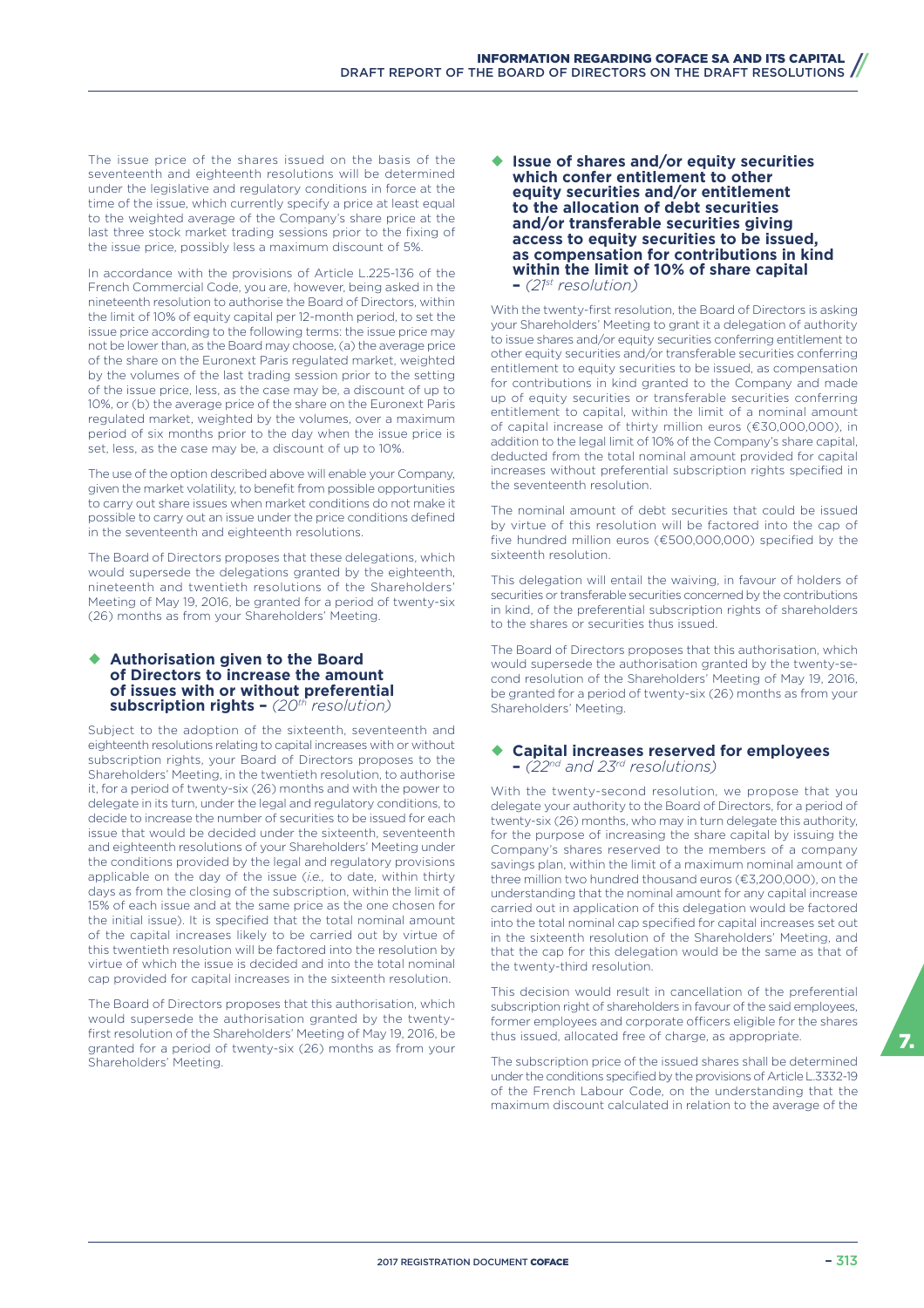The issue price of the shares issued on the basis of the seventeenth and eighteenth resolutions will be determined under the legislative and regulatory conditions in force at the time of the issue, which currently specify a price at least equal to the weighted average of the Company's share price at the last three stock market trading sessions prior to the fixing of the issue price, possibly less a maximum discount of 5%.

In accordance with the provisions of Article L.225-136 of the French Commercial Code, you are, however, being asked in the nineteenth resolution to authorise the Board of Directors, within the limit of 10% of equity capital per 12-month period, to set the issue price according to the following terms: the issue price may not be lower than, as the Board may choose, (a) the average price of the share on the Euronext Paris regulated market, weighted by the volumes of the last trading session prior to the setting of the issue price, less, as the case may be, a discount of up to 10%, or (b) the average price of the share on the Euronext Paris regulated market, weighted by the volumes, over a maximum period of six months prior to the day when the issue price is set, less, as the case may be, a discount of up to 10%.

The use of the option described above will enable your Company, given the market volatility, to benefit from possible opportunities to carry out share issues when market conditions do not make it possible to carry out an issue under the price conditions defined in the seventeenth and eighteenth resolutions.

The Board of Directors proposes that these delegations, which would supersede the delegations granted by the eighteenth, nineteenth and twentieth resolutions of the Shareholders' Meeting of May 19, 2016, be granted for a period of twenty-six (26) months as from your Shareholders' Meeting.

### ◆ Authorisation given to the Board of Directors to increase the amount of issues with or without preferential subscription rights – *(20th resolution)*

Subject to the adoption of the sixteenth, seventeenth and eighteenth resolutions relating to capital increases with or without subscription rights, your Board of Directors proposes to the Shareholders' Meeting, in the twentieth resolution, to authorise it, for a period of twenty-six (26) months and with the power to delegate in its turn, under the legal and regulatory conditions, to decide to increase the number of securities to be issued for each issue that would be decided under the sixteenth, seventeenth and eighteenth resolutions of your Shareholders' Meeting under the conditions provided by the legal and regulatory provisions applicable on the day of the issue (*i.e.,* to date, within thirty days as from the closing of the subscription, within the limit of 15% of each issue and at the same price as the one chosen for the initial issue). It is specified that the total nominal amount of the capital increases likely to be carried out by virtue of this twentieth resolution will be factored into the resolution by virtue of which the issue is decided and into the total nominal cap provided for capital increases in the sixteenth resolution.

The Board of Directors proposes that this authorisation, which would supersede the authorisation granted by the twenty-first resolution of the Shareholders' Meeting of May 19, 2016, be granted for a period of twenty-six (26) months as from your Shareholders' Meeting.

### ◆ Issue of shares and/or equity securities which confer entitlement to other equity securities and/or entitlement to the allocation of debt securities and/or transferable securities giving access to equity securities to be issued, as compensation for contributions in kind within the limit of 10% of share capital – *(21st resolution)*

With the twenty-first resolution, the Board of Directors is asking your Shareholders' Meeting to grant it a delegation of authority to issue shares and/or equity securities conferring entitlement to other equity securities and/or transferable securities conferring entitlement to equity securities to be issued, as compensation for contributions in kind granted to the Company and made up of equity securities or transferable securities conferring entitlement to capital, within the limit of a nominal amount of capital increase of thirty million euros (€30,000,000), in addition to the legal limit of 10% of the Company's share capital, deducted from the total nominal amount provided for capital increases without preferential subscription rights specified in the seventeenth resolution.

The nominal amount of debt securities that could be issued by virtue of this resolution will be factored into the cap of five hundred million euros (€500,000,000) specified by the sixteenth resolution.

This delegation will entail the waiving, in favour of holders of securities or transferable securities concerned by the contributions in kind, of the preferential subscription rights of shareholders to the shares or securities thus issued.

The Board of Directors proposes that this authorisation, which would supersede the authorisation granted by the twenty-second resolution of the Shareholders' Meeting of May 19, 2016, be granted for a period of twenty-six (26) months as from your Shareholders' Meeting.

### ◆ Capital increases reserved for employees – *(22nd and 23rd resolutions)*

With the twenty-second resolution, we propose that you delegate your authority to the Board of Directors, for a period of twenty-six (26) months, who may in turn delegate this authority, for the purpose of increasing the share capital by issuing the Company's shares reserved to the members of a company savings plan, within the limit of a maximum nominal amount of three million two hundred thousand euros (€3,200,000), on the understanding that the nominal amount for any capital increase carried out in application of this delegation would be factored into the total nominal cap specified for capital increases set out in the sixteenth resolution of the Shareholders' Meeting, and that the cap for this delegation would be the same as that of the twenty-third resolution.

This decision would result in cancellation of the preferential subscription right of shareholders in favour of the said employees, former employees and corporate officers eligible for the shares thus issued, allocated free of charge, as appropriate.

The subscription price of the issued shares shall be determined under the conditions specified by the provisions of Article L.3332-19 of the French Labour Code, on the understanding that the maximum discount calculated in relation to the average of the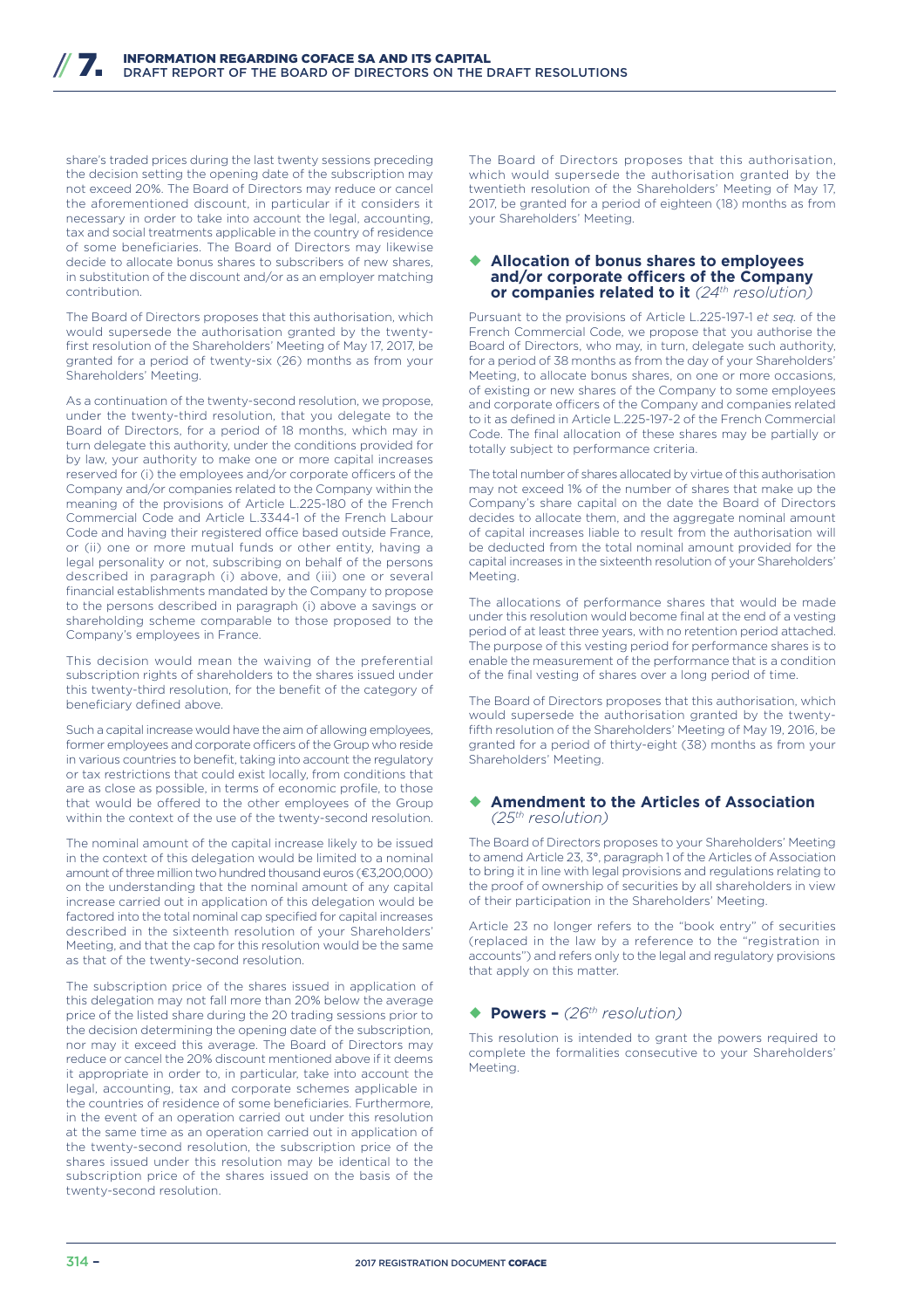share's traded prices during the last twenty sessions preceding the decision setting the opening date of the subscription may not exceed 20%. The Board of Directors may reduce or cancel the aforementioned discount, in particular if it considers it necessary in order to take into account the legal, accounting, tax and social treatments applicable in the country of residence of some beneficiaries. The Board of Directors may likewise decide to allocate bonus shares to subscribers of new shares, in substitution of the discount and/or as an employer matching contribution.

The Board of Directors proposes that this authorisation, which would supersede the authorisation granted by the twenty-first resolution of the Shareholders' Meeting of May 17, 2017, be granted for a period of twenty-six (26) months as from your Shareholders' Meeting.

As a continuation of the twenty-second resolution, we propose, under the twenty-third resolution, that you delegate to the Board of Directors, for a period of 18 months, which may in turn delegate this authority, under the conditions provided for by law, your authority to make one or more capital increases reserved for (i) the employees and/or corporate officers of the Company and/or companies related to the Company within the meaning of the provisions of Article L.225-180 of the French Commercial Code and Article L.3344-1 of the French Labour Code and having their registered office based outside France, or (ii) one or more mutual funds or other entity, having a legal personality or not, subscribing on behalf of the persons described in paragraph (i) above, and (iii) one or several financial establishments mandated by the Company to propose to the persons described in paragraph (i) above a savings or shareholding scheme comparable to those proposed to the Company's employees in France.

This decision would mean the waiving of the preferential subscription rights of shareholders to the shares issued under this twenty-third resolution, for the benefit of the category of beneficiary defined above.

Such a capital increase would have the aim of allowing employees, former employees and corporate officers of the Group who reside in various countries to benefit, taking into account the regulatory or tax restrictions that could exist locally, from conditions that are as close as possible, in terms of economic profile, to those that would be offered to the other employees of the Group within the context of the use of the twenty-second resolution.

The nominal amount of the capital increase likely to be issued in the context of this delegation would be limited to a nominal amount of three million two hundred thousand euros (€3,200,000) on the understanding that the nominal amount of any capital increase carried out in application of this delegation would be factored into the total nominal cap specified for capital increases described in the sixteenth resolution of your Shareholders' Meeting, and that the cap for this resolution would be the same as that of the twenty-second resolution.

The subscription price of the shares issued in application of this delegation may not fall more than 20% below the average price of the listed share during the 20 trading sessions prior to the decision determining the opening date of the subscription, nor may it exceed this average. The Board of Directors may reduce or cancel the 20% discount mentioned above if it deems it appropriate in order to, in particular, take into account the legal, accounting, tax and corporate schemes applicable in the countries of residence of some beneficiaries. Furthermore, in the event of an operation carried out under this resolution at the same time as an operation carried out in application of the twenty-second resolution, the subscription price of the shares issued under this resolution may be identical to the subscription price of the shares issued on the basis of the twenty-second resolution.

The Board of Directors proposes that this authorisation, which would supersede the authorisation granted by the twentieth resolution of the Shareholders' Meeting of May 17, 2017, be granted for a period of eighteen (18) months as from your Shareholders' Meeting.

### Allocation of bonus shares to employees and/or corporate officers of the Company or companies related to it *(24th resolution)*

Pursuant to the provisions of Article L.225-197-1 *et seq.* of the French Commercial Code, we propose that you authorise the Board of Directors, who may, in turn, delegate such authority, for a period of 38 months as from the day of your Shareholders' Meeting, to allocate bonus shares, on one or more occasions, of existing or new shares of the Company to some employees and corporate officers of the Company and companies related to it as defined in Article L.225-197-2 of the French Commercial Code. The final allocation of these shares may be partially or totally subject to performance criteria.

The total number of shares allocated by virtue of this authorisation may not exceed 1% of the number of shares that make up the Company's share capital on the date the Board of Directors decides to allocate them, and the aggregate nominal amount of capital increases liable to result from the authorisation will be deducted from the total nominal amount provided for the capital increases in the sixteenth resolution of your Shareholders' Meeting.

The allocations of performance shares that would be made under this resolution would become final at the end of a vesting period of at least three years, with no retention period attached. The purpose of this vesting period for performance shares is to enable the measurement of the performance that is a condition of the final vesting of shares over a long period of time.

The Board of Directors proposes that this authorisation, which would supersede the authorisation granted by the twenty-fifth resolution of the Shareholders' Meeting of May 19, 2016, be granted for a period of thirty-eight (38) months as from your Shareholders' Meeting.

### Amendment to the Articles of Association *(25th resolution)*

The Board of Directors proposes to your Shareholders' Meeting to amend Article 23, 3°, paragraph 1 of the Articles of Association to bring it in line with legal provisions and regulations relating to the proof of ownership of securities by all shareholders in view of their participation in the Shareholders' Meeting.

Article 23 no longer refers to the "book entry" of securities (replaced in the law by a reference to the "registration in accounts") and refers only to the legal and regulatory provisions that apply on this matter.

### Powers – *(26th resolution)*

This resolution is intended to grant the powers required to complete the formalities consecutive to your Shareholders' Meeting.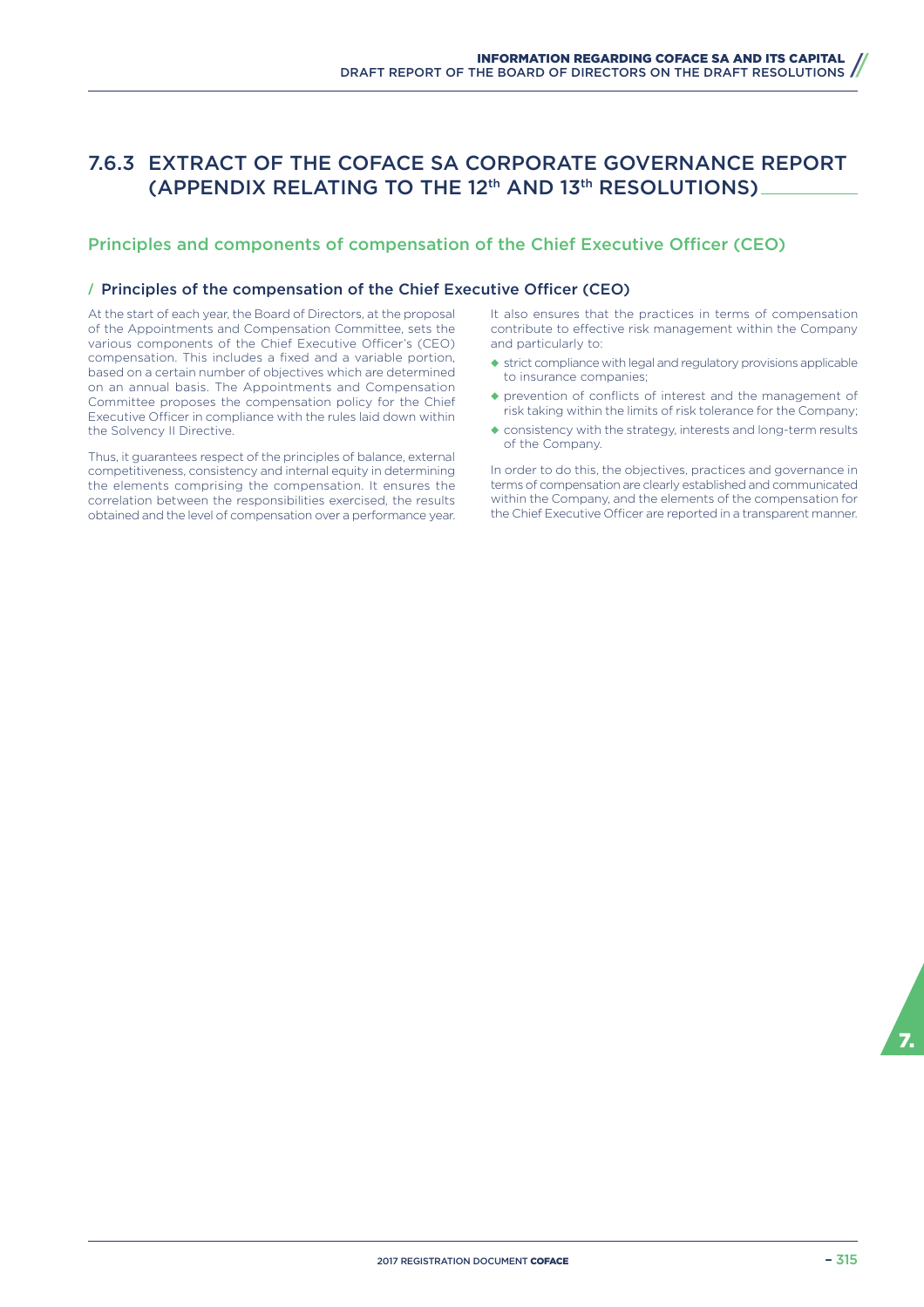## 7.6.3 EXTRACT OF THE COFACE SA CORPORATE GOVERNANCE REPORT (APPENDIX RELATING TO THE 12th AND 13th RESOLUTIONS)

### Principles and components of compensation of the Chief Executive Officer (CEO)

#### / Principles of the compensation of the Chief Executive Officer (CEO)

At the start of each year, the Board of Directors, at the proposal of the Appointments and Compensation Committee, sets the various components of the Chief Executive Officer's (CEO) compensation. This includes a fixed and a variable portion, based on a certain number of objectives which are determined on an annual basis. The Appointments and Compensation Committee proposes the compensation policy for the Chief Executive Officer in compliance with the rules laid down within the Solvency II Directive.

Thus, it guarantees respect of the principles of balance, external competitiveness, consistency and internal equity in determining the elements comprising the compensation. It ensures the correlation between the responsibilities exercised, the results obtained and the level of compensation over a performance year.

It also ensures that the practices in terms of compensation contribute to effective risk management within the Company and particularly to:

- strict compliance with legal and regulatory provisions applicable to insurance companies;
- prevention of conflicts of interest and the management of risk taking within the limits of risk tolerance for the Company;
- consistency with the strategy, interests and long-term results of the Company.

In order to do this, the objectives, practices and governance in terms of compensation are clearly established and communicated within the Company, and the elements of the compensation for the Chief Executive Officer are reported in a transparent manner.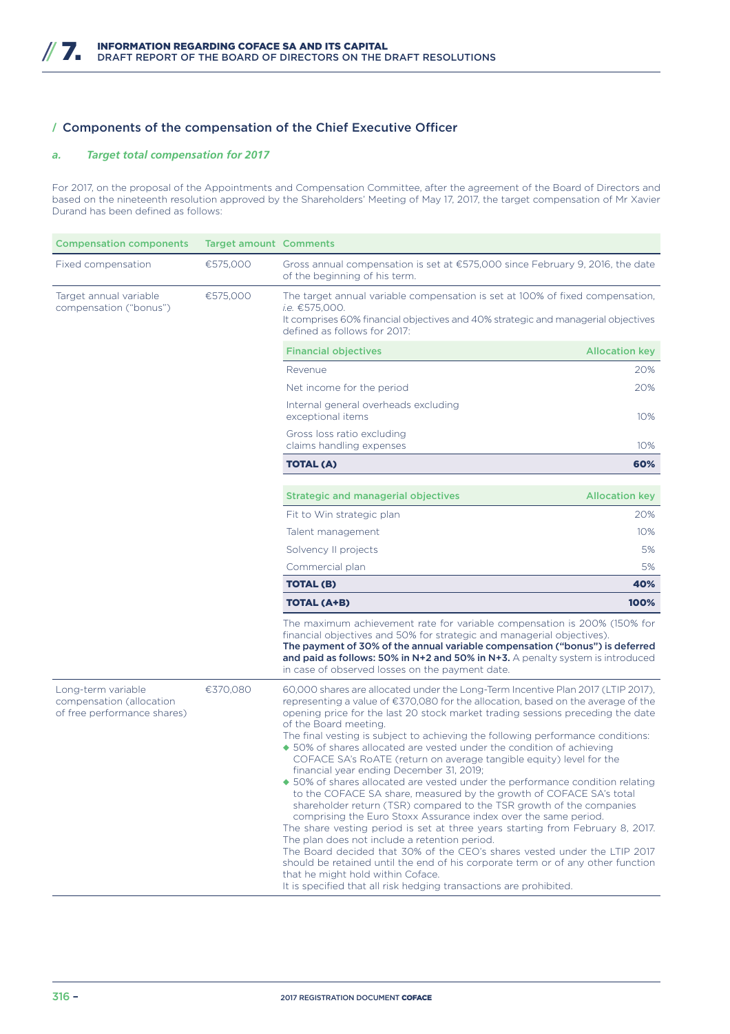## / Components of the compensation of the Chief Executive Officer

### *a. Target total compensation for 2017*

For 2017, on the proposal of the Appointments and Compensation Committee, after the agreement of the Board of Directors and based on the nineteenth resolution approved by the Shareholders' Meeting of May 17, 2017, the target compensation of Mr Xavier Durand has been defined as follows:

| Compensation components | Target amount | Comments |
|---|---|---|
| Fixed compensation | €575,000 | Gross annual compensation is set at €575,000 since February 9, 2016, the date of the beginning of his term. |
| Target annual variable compensation ("bonus") | €575,000 | The target annual variable compensation is set at 100% of fixed compensation, *i.e.* €575,000.<br>It comprises 60% financial objectives and 40% strategic and managerial objectives defined as follows for 2017:<br><br>**Financial objectives — Allocation key**<br>Revenue: 20%<br>Net income for the period: 20%<br>Internal general overheads excluding exceptional items: 10%<br>Gross loss ratio excluding claims handling expenses: 10%<br>**TOTAL (A): 60%**<br><br>**Strategic and managerial objectives — Allocation key**<br>Fit to Win strategic plan: 20%<br>Talent management: 10%<br>Solvency II projects: 5%<br>Commercial plan: 5%<br>**TOTAL (B): 40%**<br>**TOTAL (A+B): 100%**<br><br>The maximum achievement rate for variable compensation is 200% (150% for financial objectives and 50% for strategic and managerial objectives).<br>**The payment of 30% of the annual variable compensation ("bonus") is deferred and paid as follows: 50% in N+2 and 50% in N+3.** A penalty system is introduced in case of observed losses on the payment date. |
| Long-term variable compensation (allocation of free performance shares) | €370,080 | 60,000 shares are allocated under the Long-Term Incentive Plan 2017 (LTIP 2017), representing a value of €370,080 for the allocation, based on the average of the opening price for the last 20 stock market trading sessions preceding the date of the Board meeting.<br>The final vesting is subject to achieving the following performance conditions:<br>◆ 50% of shares allocated are vested under the condition of achieving COFACE SA's RoATE (return on average tangible equity) level for the financial year ending December 31, 2019;<br>◆ 50% of shares allocated are vested under the performance condition relating to the COFACE SA share, measured by the growth of COFACE SA's total shareholder return (TSR) compared to the TSR growth of the companies comprising the Euro Stoxx Assurance index over the same period.<br>The share vesting period is set at three years starting from February 8, 2017. The plan does not include a retention period.<br>The Board decided that 30% of the CEO's shares vested under the LTIP 2017 should be retained until the end of his corporate term or of any other function that he might hold within Coface.<br>It is specified that all risk hedging transactions are prohibited. |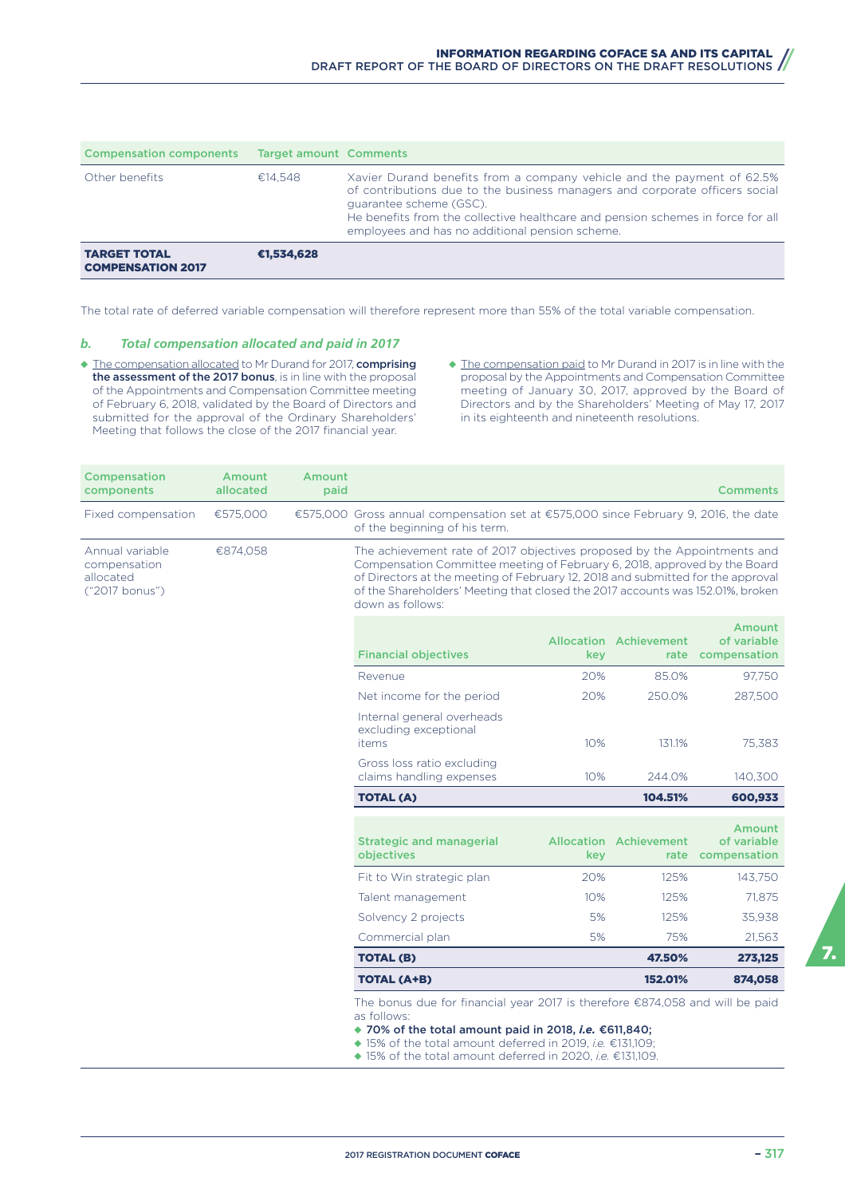| Compensation components | Target amount | Comments |
|---|---|---|
| Other benefits | €14,548 | Xavier Durand benefits from a company vehicle and the payment of 62.5% of contributions due to the business managers and corporate officers social guarantee scheme (GSC).<br>He benefits from the collective healthcare and pension schemes in force for all employees and has no additional pension scheme. |
| **TARGET TOTAL COMPENSATION 2017** | **€1,534,628** | |

The total rate of deferred variable compensation will therefore represent more than 55% of the total variable compensation.

### *b. Total compensation allocated and paid in 2017*

- The compensation allocated to Mr Durand for 2017, **comprising the assessment of the 2017 bonus**, is in line with the proposal of the Appointments and Compensation Committee meeting of February 6, 2018, validated by the Board of Directors and submitted for the approval of the Ordinary Shareholders' Meeting that follows the close of the 2017 financial year.
- The compensation paid to Mr Durand in 2017 is in line with the proposal by the Appointments and Compensation Committee meeting of January 30, 2017, approved by the Board of Directors and by the Shareholders' Meeting of May 17, 2017 in its eighteenth and nineteenth resolutions.

| Compensation components | Amount allocated | Amount paid | Comments |
|---|---|---|---|
| Fixed compensation | €575,000 | €575,000 | Gross annual compensation set at €575,000 since February 9, 2016, the date of the beginning of his term. |
| Annual variable compensation allocated ("2017 bonus") | €874,058 | | The achievement rate of 2017 objectives proposed by the Appointments and Compensation Committee meeting of February 6, 2018, approved by the Board of Directors at the meeting of February 12, 2018 and submitted for the approval of the Shareholders' Meeting that closed the 2017 accounts was 152.01%, broken down as follows: |

| Financial objectives | Allocation key | Achievement rate | Amount of variable compensation |
|---|---|---|---|
| Revenue | 20% | 85.0% | 97,750 |
| Net income for the period | 20% | 250.0% | 287,500 |
| Internal general overheads excluding exceptional items | 10% | 131.1% | 75,383 |
| Gross loss ratio excluding claims handling expenses | 10% | 244.0% | 140,300 |
| **TOTAL (A)** | | **104.51%** | **600,933** |

| Strategic and managerial objectives | Allocation key | Achievement rate | Amount of variable compensation |
|---|---|---|---|
| Fit to Win strategic plan | 20% | 125% | 143,750 |
| Talent management | 10% | 125% | 71,875 |
| Solvency 2 projects | 5% | 125% | 35,938 |
| Commercial plan | 5% | 75% | 21,563 |
| **TOTAL (B)** | | **47.50%** | **273,125** |
| **TOTAL (A+B)** | | **152.01%** | **874,058** |

The bonus due for financial year 2017 is therefore €874,058 and will be paid as follows:

- **70% of the total amount paid in 2018, *i.e.* €611,840;**
- 15% of the total amount deferred in 2019, *i.e.* €131,109;
- 15% of the total amount deferred in 2020, *i.e.* €131,109.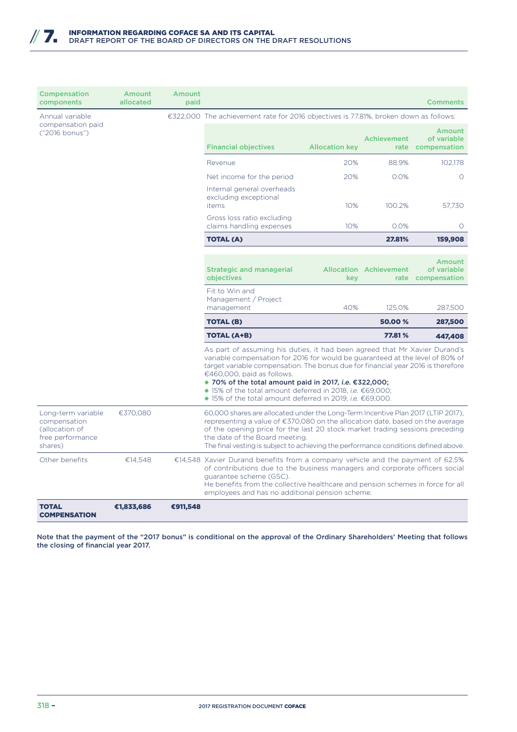| Compensation components | Amount allocated | Amount paid | Comments |
|---|---|---|---|
| Annual variable compensation paid ("2016 bonus") | | €322,000 | The achievement rate for 2016 objectives is 77.81%, broken down as follows: |

| Financial objectives | Allocation key | Achievement rate | Amount of variable compensation |
|---|---|---|---|
| Revenue | 20% | 88.9% | 102,178 |
| Net income for the period | 20% | 0.0% | 0 |
| Internal general overheads excluding exceptional items | 10% | 100.2% | 57,730 |
| Gross loss ratio excluding claims handling expenses | 10% | 0.0% | 0 |
| **TOTAL (A)** | | **27.81%** | **159,908** |

| Strategic and managerial objectives | Allocation key | Achievement rate | Amount of variable compensation |
|---|---|---|---|
| Fit to Win and Management / Project management | 40% | 125.0% | 287,500 |
| **TOTAL (B)** | | **50.00 %** | **287,500** |
| **TOTAL (A+B)** | | **77.81 %** | **447,408** |

As part of assuming his duties, it had been agreed that Mr Xavier Durand's variable compensation for 2016 for would be guaranteed at the level of 80% of target variable compensation. The bonus due for financial year 2016 is therefore €460,000, paid as follows.

- **70% of the total amount paid in 2017, *i.e.* €322,000;**
- 15% of the total amount deferred in 2018, *i.e.* €69,000;
- 15% of the total amount deferred in 2019, *i.e.* €69,000.

| Compensation components | Amount allocated | Amount paid | Comments |
|---|---|---|---|
| Long-term variable compensation (allocation of free performance shares) | €370,080 | | 60,000 shares are allocated under the Long-Term Incentive Plan 2017 (LTIP 2017), representing a value of €370,080 on the allocation date, based on the average of the opening price for the last 20 stock market trading sessions preceding the date of the Board meeting. The final vesting is subject to achieving the performance conditions defined above. |
| Other benefits | €14,548 | €14,548 | Xavier Durand benefits from a company vehicle and the payment of 62.5% of contributions due to the business managers and corporate officers social guarantee scheme (GSC). He benefits from the collective healthcare and pension schemes in force for all employees and has no additional pension scheme. |
| **TOTAL COMPENSATION** | **€1,833,686** | **€911,548** | |

**Note that the payment of the "2017 bonus" is conditional on the approval of the Ordinary Shareholders' Meeting that follows the closing of financial year 2017.**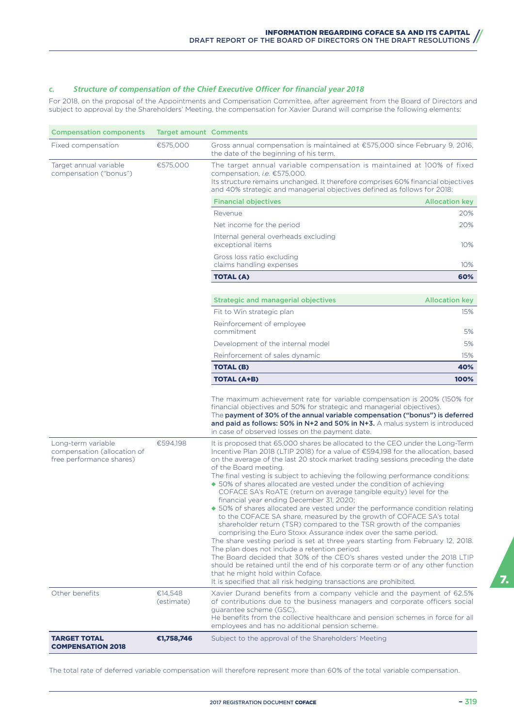### *c. Structure of compensation of the Chief Executive Officer for financial year 2018*

For 2018, on the proposal of the Appointments and Compensation Committee, after agreement from the Board of Directors and subject to approval by the Shareholders' Meeting, the compensation for Xavier Durand will comprise the following elements:

| Compensation components | Target amount | Comments |
|---|---|---|
| Fixed compensation | €575,000 | Gross annual compensation is maintained at €575,000 since February 9, 2016, the date of the beginning of his term. |
| Target annual variable compensation ("bonus") | €575,000 | The target annual variable compensation is maintained at 100% of fixed compensation, *i.e.* €575,000.<br>Its structure remains unchanged. It therefore comprises 60% financial objectives and 40% strategic and managerial objectives defined as follows for 2018:<br><br>**Financial objectives** – Allocation key<br>Revenue: 20%<br>Net income for the period: 20%<br>Internal general overheads excluding exceptional items: 10%<br>Gross loss ratio excluding claims handling expenses: 10%<br>**TOTAL (A): 60%**<br><br>**Strategic and managerial objectives** – Allocation key<br>Fit to Win strategic plan: 15%<br>Reinforcement of employee commitment: 5%<br>Development of the internal model: 5%<br>Reinforcement of sales dynamic: 15%<br>**TOTAL (B): 40%**<br>**TOTAL (A+B): 100%**<br><br>The maximum achievement rate for variable compensation is 200% (150% for financial objectives and 50% for strategic and managerial objectives).<br>The **payment of 30% of the annual variable compensation ("bonus") is deferred and paid as follows: 50% in N+2 and 50% in N+3.** A malus system is introduced in case of observed losses on the payment date. |
| Long-term variable compensation (allocation of free performance shares) | €594,198 | It is proposed that 65,000 shares be allocated to the CEO under the Long-Term Incentive Plan 2018 (LTIP 2018) for a value of €594,198 for the allocation, based on the average of the last 20 stock market trading sessions preceding the date of the Board meeting.<br>The final vesting is subject to achieving the following performance conditions:<br>◆ 50% of shares allocated are vested under the condition of achieving COFACE SA's RoATE (return on average tangible equity) level for the financial year ending December 31, 2020;<br>◆ 50% of shares allocated are vested under the performance condition relating to the COFACE SA share, measured by the growth of COFACE SA's total shareholder return (TSR) compared to the TSR growth of the companies comprising the Euro Stoxx Assurance index over the same period.<br>The share vesting period is set at three years starting from February 12, 2018. The plan does not include a retention period.<br>The Board decided that 30% of the CEO's shares vested under the 2018 LTIP should be retained until the end of his corporate term or of any other function that he might hold within Coface.<br>It is specified that all risk hedging transactions are prohibited. |
| Other benefits | €14,548 (estimate) | Xavier Durand benefits from a company vehicle and the payment of 62.5% of contributions due to the business managers and corporate officers social guarantee scheme (GSC).<br>He benefits from the collective healthcare and pension schemes in force for all employees and has no additional pension scheme. |
| **TARGET TOTAL COMPENSATION 2018** | **€1,758,746** | Subject to the approval of the Shareholders' Meeting |

The total rate of deferred variable compensation will therefore represent more than 60% of the total variable compensation.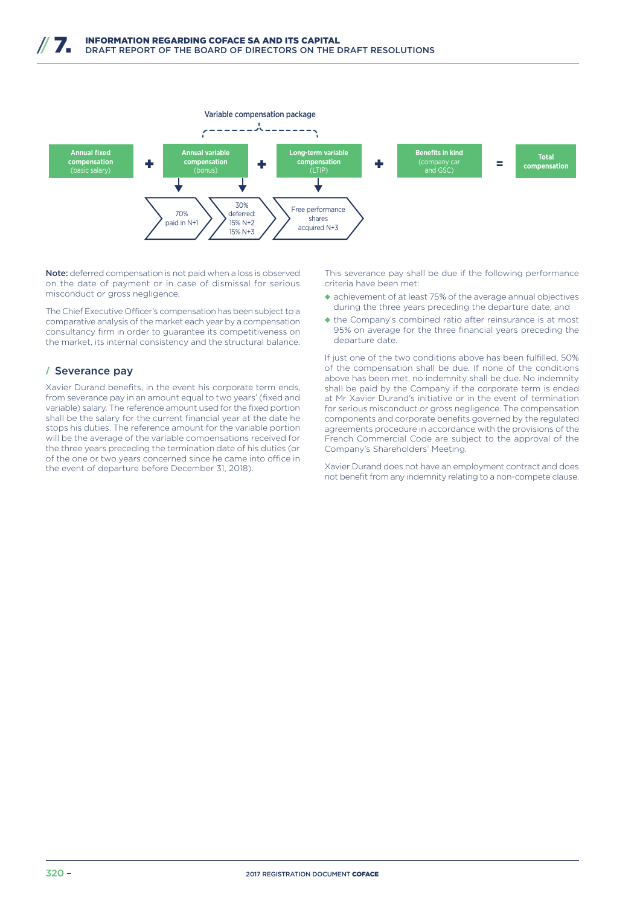Variable compensation package

Annual fixed compensation (basic salary) + Annual variable compensation (bonus) + Long-term variable compensation (LTIP) + Benefits in kind (company car and GSC) = Total compensation

70% paid in N+1

30% deferred: 15% N+2 15% N+3

Free performance shares acquired N+3

**Note:** deferred compensation is not paid when a loss is observed on the date of payment or in case of dismissal for serious misconduct or gross negligence.

The Chief Executive Officer's compensation has been subject to a comparative analysis of the market each year by a compensation consultancy firm in order to guarantee its competitiveness on the market, its internal consistency and the structural balance.

## / Severance pay

Xavier Durand benefits, in the event his corporate term ends, from severance pay in an amount equal to two years' (fixed and variable) salary. The reference amount used for the fixed portion shall be the salary for the current financial year at the date he stops his duties. The reference amount for the variable portion will be the average of the variable compensations received for the three years preceding the termination date of his duties (or of the one or two years concerned since he came into office in the event of departure before December 31, 2018).

This severance pay shall be due if the following performance criteria have been met:

- achievement of at least 75% of the average annual objectives during the three years preceding the departure date; and
- the Company's combined ratio after reinsurance is at most 95% on average for the three financial years preceding the departure date.

If just one of the two conditions above has been fulfilled, 50% of the compensation shall be due. If none of the conditions above has been met, no indemnity shall be due. No indemnity shall be paid by the Company if the corporate term is ended at Mr Xavier Durand's initiative or in the event of termination for serious misconduct or gross negligence. The compensation components and corporate benefits governed by the regulated agreements procedure in accordance with the provisions of the French Commercial Code are subject to the approval of the Company's Shareholders' Meeting.

Xavier Durand does not have an employment contract and does not benefit from any indemnity relating to a non-compete clause.